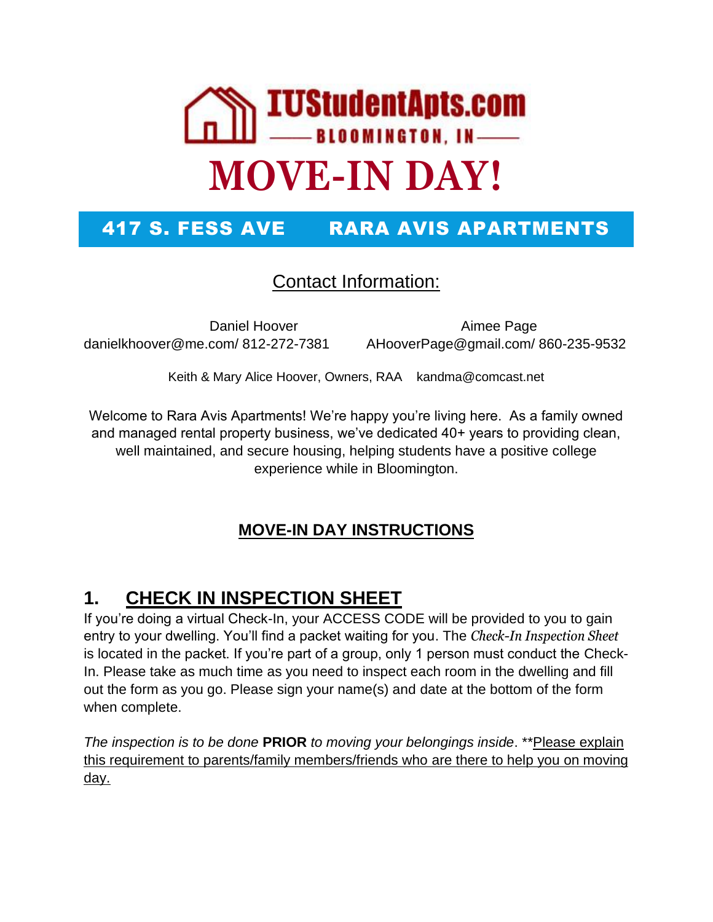**IUStudentApts.com**

**BLOOMINGTON, IN**

# MOVE-IN DAY!

## 417 S. FESS AVE RARA AVIS APARTMENTS

## Contact Information:

Daniel Hoover
danielkhoover@me.com/ 812-272-7381

Aimee Page
AHooverPage@gmail.com/ 860-235-9532

Keith & Mary Alice Hoover, Owners, RAA kandma@comcast.net

Welcome to Rara Avis Apartments! We're happy you're living here. As a family owned and managed rental property business, we've dedicated 40+ years to providing clean, well maintained, and secure housing, helping students have a positive college experience while in Bloomington.

## MOVE-IN DAY INSTRUCTIONS

### 1. CHECK IN INSPECTION SHEET

If you're doing a virtual Check-In, your ACCESS CODE will be provided to you to gain entry to your dwelling. You'll find a packet waiting for you. The *Check-In Inspection Sheet* is located in the packet. If you're part of a group, only 1 person must conduct the Check-In. Please take as much time as you need to inspect each room in the dwelling and fill out the form as you go. Please sign your name(s) and date at the bottom of the form when complete.

*The inspection is to be done* **PRIOR** *to moving your belongings inside*. **Please explain this requirement to parents/family members/friends who are there to help you on moving day.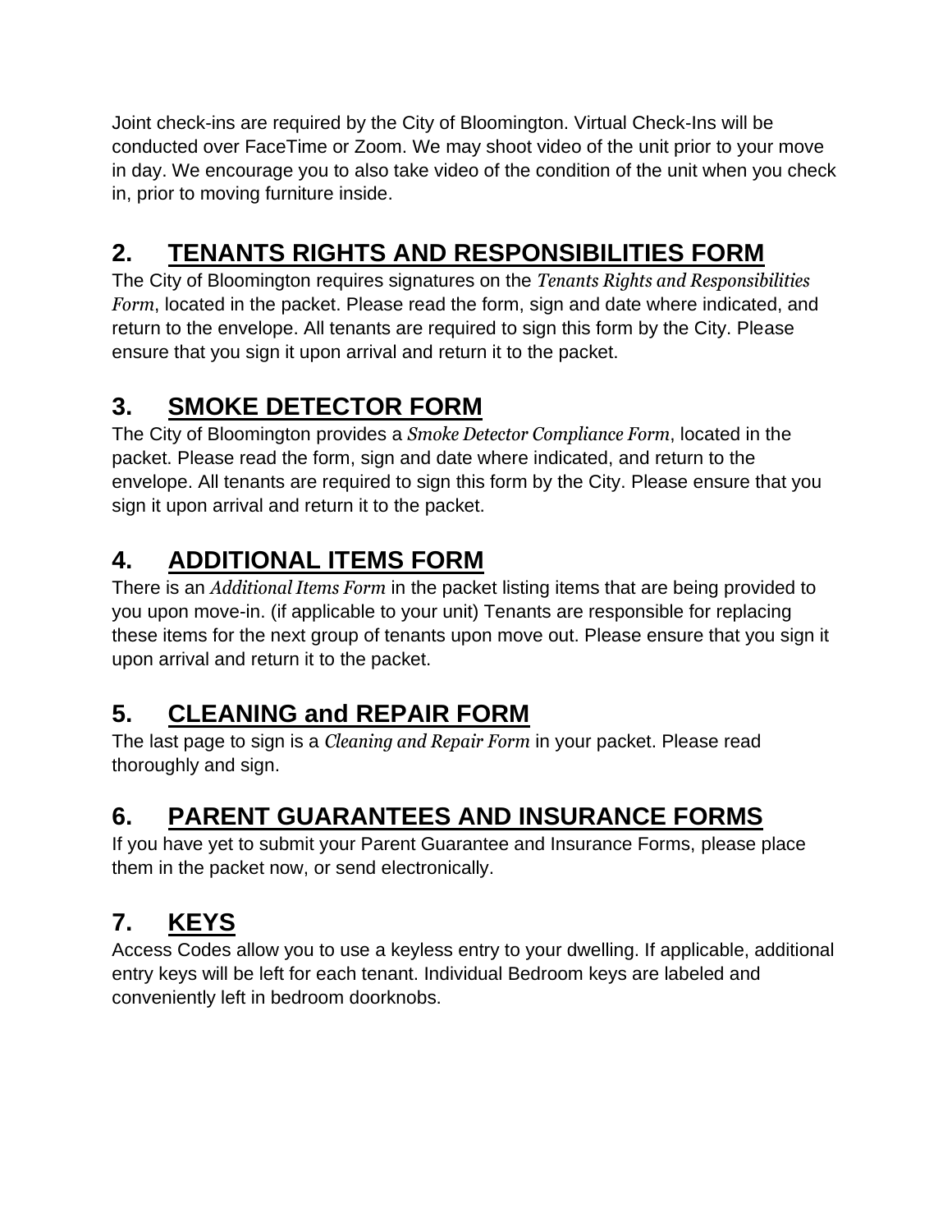Joint check-ins are required by the City of Bloomington. Virtual Check-Ins will be conducted over FaceTime or Zoom. We may shoot video of the unit prior to your move in day. We encourage you to also take video of the condition of the unit when you check in, prior to moving furniture inside.

## 2. TENANTS RIGHTS AND RESPONSIBILITIES FORM

The City of Bloomington requires signatures on the *Tenants Rights and Responsibilities Form*, located in the packet. Please read the form, sign and date where indicated, and return to the envelope. All tenants are required to sign this form by the City. Please ensure that you sign it upon arrival and return it to the packet.

## 3. SMOKE DETECTOR FORM

The City of Bloomington provides a *Smoke Detector Compliance Form*, located in the packet. Please read the form, sign and date where indicated, and return to the envelope. All tenants are required to sign this form by the City. Please ensure that you sign it upon arrival and return it to the packet.

## 4. ADDITIONAL ITEMS FORM

There is an *Additional Items Form* in the packet listing items that are being provided to you upon move-in. (if applicable to your unit) Tenants are responsible for replacing these items for the next group of tenants upon move out. Please ensure that you sign it upon arrival and return it to the packet.

## 5. CLEANING and REPAIR FORM

The last page to sign is a *Cleaning and Repair Form* in your packet. Please read thoroughly and sign.

## 6. PARENT GUARANTEES AND INSURANCE FORMS

If you have yet to submit your Parent Guarantee and Insurance Forms, please place them in the packet now, or send electronically.

## 7. KEYS

Access Codes allow you to use a keyless entry to your dwelling. If applicable, additional entry keys will be left for each tenant. Individual Bedroom keys are labeled and conveniently left in bedroom doorknobs.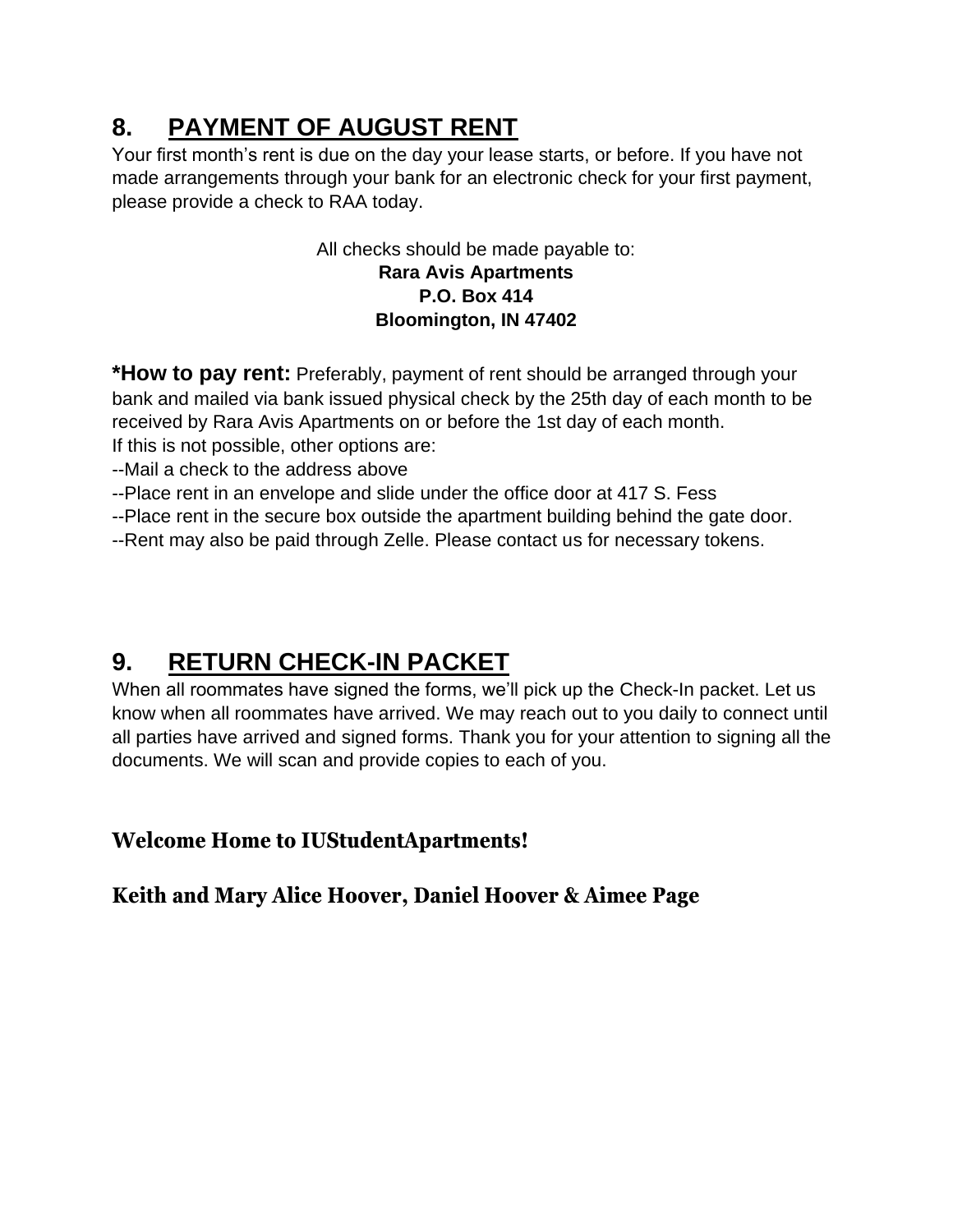## 8. PAYMENT OF AUGUST RENT

Your first month's rent is due on the day your lease starts, or before. If you have not made arrangements through your bank for an electronic check for your first payment, please provide a check to RAA today.

All checks should be made payable to:
**Rara Avis Apartments**
**P.O. Box 414**
**Bloomington, IN 47402**

**\*How to pay rent:** Preferably, payment of rent should be arranged through your bank and mailed via bank issued physical check by the 25th day of each month to be received by Rara Avis Apartments on or before the 1st day of each month.
If this is not possible, other options are:

--Mail a check to the address above
--Place rent in an envelope and slide under the office door at 417 S. Fess
--Place rent in the secure box outside the apartment building behind the gate door.
--Rent may also be paid through Zelle. Please contact us for necessary tokens.

## 9. RETURN CHECK-IN PACKET

When all roommates have signed the forms, we'll pick up the Check-In packet. Let us know when all roommates have arrived. We may reach out to you daily to connect until all parties have arrived and signed forms. Thank you for your attention to signing all the documents. We will scan and provide copies to each of you.

**Welcome Home to IUStudentApartments!**

**Keith and Mary Alice Hoover, Daniel Hoover & Aimee Page**